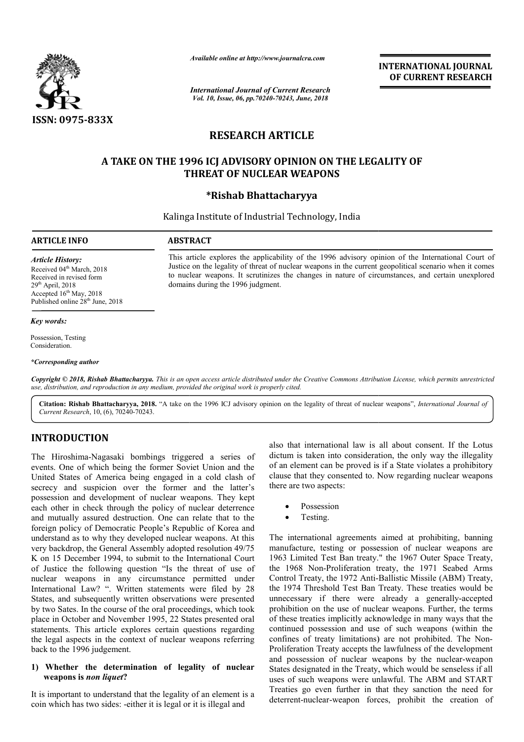*Available online at http://www.journalcra.com*

*International Journal of Current Research*
*Vol. 10, Issue, 06, pp.70240-70243, June, 2018*

**INTERNATIONAL JOURNAL OF CURRENT RESEARCH**

ISSN: 0975-833X

## RESEARCH ARTICLE

# A TAKE ON THE 1996 ICJ ADVISORY OPINION ON THE LEGALITY OF THREAT OF NUCLEAR WEAPONS

**\*Rishab Bhattacharyya**

Kalinga Institute of Industrial Technology, India

**ARTICLE INFO**

*Article History:*
Received 04th March, 2018
Received in revised form
29th April, 2018
Accepted 16th May, 2018
Published online 28th June, 2018

*Key words:*

Possession, Testing
Consideration.

*\*Corresponding author*

**ABSTRACT**

This article explores the applicability of the 1996 advisory opinion of the International Court of Justice on the legality of threat of nuclear weapons in the current geopolitical scenario when it comes to nuclear weapons. It scrutinizes the changes in nature of circumstances, and certain unexplored domains during the 1996 judgment.

*Copyright © 2018, Rishab Bhattacharyya. This is an open access article distributed under the Creative Commons Attribution License, which permits unrestricted use, distribution, and reproduction in any medium, provided the original work is properly cited.*

**Citation: Rishab Bhattacharyya, 2018.** "A take on the 1996 ICJ advisory opinion on the legality of threat of nuclear weapons", *International Journal of Current Research*, 10, (6), 70240-70243.

## INTRODUCTION

The Hiroshima-Nagasaki bombings triggered a series of events. One of which being the former Soviet Union and the United States of America being engaged in a cold clash of secrecy and suspicion over the former and the latter's possession and development of nuclear weapons. They kept each other in check through the policy of nuclear deterrence and mutually assured destruction. One can relate that to the foreign policy of Democratic People's Republic of Korea and understand as to why they developed nuclear weapons. At this very backdrop, the General Assembly adopted resolution 49/75 K on 15 December 1994, to submit to the International Court of Justice the following question "Is the threat of use of nuclear weapons in any circumstance permitted under International Law? ". Written statements were filed by 28 States, and subsequently written observations were presented by two Sates. In the course of the oral proceedings, which took place in October and November 1995, 22 States presented oral statements. This article explores certain questions regarding the legal aspects in the context of nuclear weapons referring back to the 1996 judgement.

### 1) Whether the determination of legality of nuclear weapons is *non liquet*?

It is important to understand that the legality of an element is a coin which has two sides: -either it is legal or it is illegal and also that international law is all about consent. If the Lotus dictum is taken into consideration, the only way the illegality of an element can be proved is if a State violates a prohibitory clause that they consented to. Now regarding nuclear weapons there are two aspects:

- Possession
- Testing.

The international agreements aimed at prohibiting, banning manufacture, testing or possession of nuclear weapons are 1963 Limited Test Ban treaty." the 1967 Outer Space Treaty, the 1968 Non-Proliferation treaty, the 1971 Seabed Arms Control Treaty, the 1972 Anti-Ballistic Missile (ABM) Treaty, the 1974 Threshold Test Ban Treaty. These treaties would be unnecessary if there were already a generally-accepted prohibition on the use of nuclear weapons. Further, the terms of these treaties implicitly acknowledge in many ways that the continued possession and use of such weapons (within the confines of treaty limitations) are not prohibited. The Non-Proliferation Treaty accepts the lawfulness of the development and possession of nuclear weapons by the nuclear-weapon States designated in the Treaty, which would be senseless if all uses of such weapons were unlawful. The ABM and START Treaties go even further in that they sanction the need for deterrent-nuclear-weapon forces, prohibit the creation of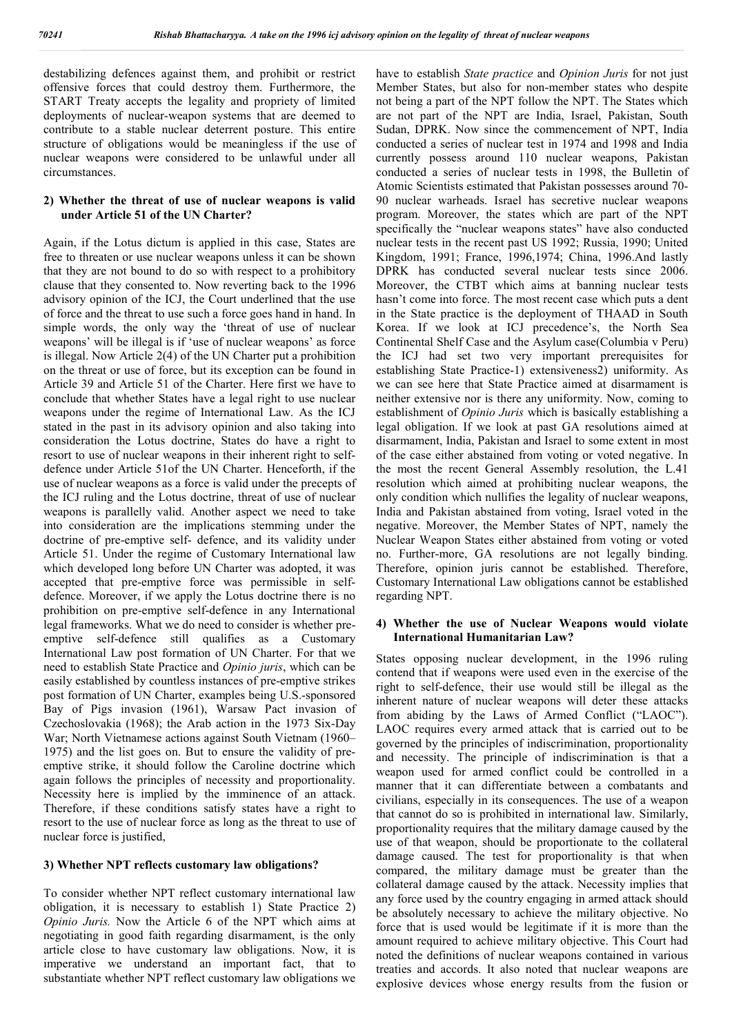destabilizing defences against them, and prohibit or restrict offensive forces that could destroy them. Furthermore, the START Treaty accepts the legality and propriety of limited deployments of nuclear-weapon systems that are deemed to contribute to a stable nuclear deterrent posture. This entire structure of obligations would be meaningless if the use of nuclear weapons were considered to be unlawful under all circumstances.

### 2) Whether the threat of use of nuclear weapons is valid under Article 51 of the UN Charter?

Again, if the Lotus dictum is applied in this case, States are free to threaten or use nuclear weapons unless it can be shown that they are not bound to do so with respect to a prohibitory clause that they consented to. Now reverting back to the 1996 advisory opinion of the ICJ, the Court underlined that the use of force and the threat to use such a force goes hand in hand. In simple words, the only way the 'threat of use of nuclear weapons' will be illegal is if 'use of nuclear weapons' as force is illegal. Now Article 2(4) of the UN Charter put a prohibition on the threat or use of force, but its exception can be found in Article 39 and Article 51 of the Charter. Here first we have to conclude that whether States have a legal right to use nuclear weapons under the regime of International Law. As the ICJ stated in the past in its advisory opinion and also taking into consideration the Lotus doctrine, States do have a right to resort to use of nuclear weapons in their inherent right to self-defence under Article 51of the UN Charter. Henceforth, if the use of nuclear weapons as a force is valid under the precepts of the ICJ ruling and the Lotus doctrine, threat of use of nuclear weapons is parallelly valid. Another aspect we need to take into consideration are the implications stemming under the doctrine of pre-emptive self- defence, and its validity under Article 51. Under the regime of Customary International law which developed long before UN Charter was adopted, it was accepted that pre-emptive force was permissible in self-defence. Moreover, if we apply the Lotus doctrine there is no prohibition on pre-emptive self-defence in any International legal frameworks. What we do need to consider is whether pre-emptive self-defence still qualifies as a Customary International Law post formation of UN Charter. For that we need to establish State Practice and *Opinio juris*, which can be easily established by countless instances of pre-emptive strikes post formation of UN Charter, examples being U.S.-sponsored Bay of Pigs invasion (1961), Warsaw Pact invasion of Czechoslovakia (1968); the Arab action in the 1973 Six-Day War; North Vietnamese actions against South Vietnam (1960–1975) and the list goes on. But to ensure the validity of pre-emptive strike, it should follow the Caroline doctrine which again follows the principles of necessity and proportionality. Necessity here is implied by the imminence of an attack. Therefore, if these conditions satisfy states have a right to resort to the use of nuclear force as long as the threat to use of nuclear force is justified,

### 3) Whether NPT reflects customary law obligations?

To consider whether NPT reflect customary international law obligation, it is necessary to establish 1) State Practice 2) *Opinio Juris.* Now the Article 6 of the NPT which aims at negotiating in good faith regarding disarmament, is the only article close to have customary law obligations. Now, it is imperative we understand an important fact, that to substantiate whether NPT reflect customary law obligations we have to establish *State practice* and *Opinion Juris* for not just Member States, but also for non-member states who despite not being a part of the NPT follow the NPT. The States which are not part of the NPT are India, Israel, Pakistan, South Sudan, DPRK. Now since the commencement of NPT, India conducted a series of nuclear test in 1974 and 1998 and India currently possess around 110 nuclear weapons, Pakistan conducted a series of nuclear tests in 1998, the Bulletin of Atomic Scientists estimated that Pakistan possesses around 70-90 nuclear warheads. Israel has secretive nuclear weapons program. Moreover, the states which are part of the NPT specifically the "nuclear weapons states" have also conducted nuclear tests in the recent past US 1992; Russia, 1990; United Kingdom, 1991; France, 1996,1974; China, 1996.And lastly DPRK has conducted several nuclear tests since 2006. Moreover, the CTBT which aims at banning nuclear tests hasn't come into force. The most recent case which puts a dent in the State practice is the deployment of THAAD in South Korea. If we look at ICJ precedence's, the North Sea Continental Shelf Case and the Asylum case(Columbia v Peru) the ICJ had set two very important prerequisites for establishing State Practice-1) extensiveness2) uniformity. As we can see here that State Practice aimed at disarmament is neither extensive nor is there any uniformity. Now, coming to establishment of *Opinio Juris* which is basically establishing a legal obligation. If we look at past GA resolutions aimed at disarmament, India, Pakistan and Israel to some extent in most of the case either abstained from voting or voted negative. In the most the recent General Assembly resolution, the L.41 resolution which aimed at prohibiting nuclear weapons, the only condition which nullifies the legality of nuclear weapons, India and Pakistan abstained from voting, Israel voted in the negative. Moreover, the Member States of NPT, namely the Nuclear Weapon States either abstained from voting or voted no. Further-more, GA resolutions are not legally binding. Therefore, opinion juris cannot be established. Therefore, Customary International Law obligations cannot be established regarding NPT.

### 4) Whether the use of Nuclear Weapons would violate International Humanitarian Law?

States opposing nuclear development, in the 1996 ruling contend that if weapons were used even in the exercise of the right to self-defence, their use would still be illegal as the inherent nature of nuclear weapons will deter these attacks from abiding by the Laws of Armed Conflict ("LAOC"). LAOC requires every armed attack that is carried out to be governed by the principles of indiscrimination, proportionality and necessity. The principle of indiscrimination is that a weapon used for armed conflict could be controlled in a manner that it can differentiate between a combatants and civilians, especially in its consequences. The use of a weapon that cannot do so is prohibited in international law. Similarly, proportionality requires that the military damage caused by the use of that weapon, should be proportionate to the collateral damage caused. The test for proportionality is that when compared, the military damage must be greater than the collateral damage caused by the attack. Necessity implies that any force used by the country engaging in armed attack should be absolutely necessary to achieve the military objective. No force that is used would be legitimate if it is more than the amount required to achieve military objective. This Court had noted the definitions of nuclear weapons contained in various treaties and accords. It also noted that nuclear weapons are explosive devices whose energy results from the fusion or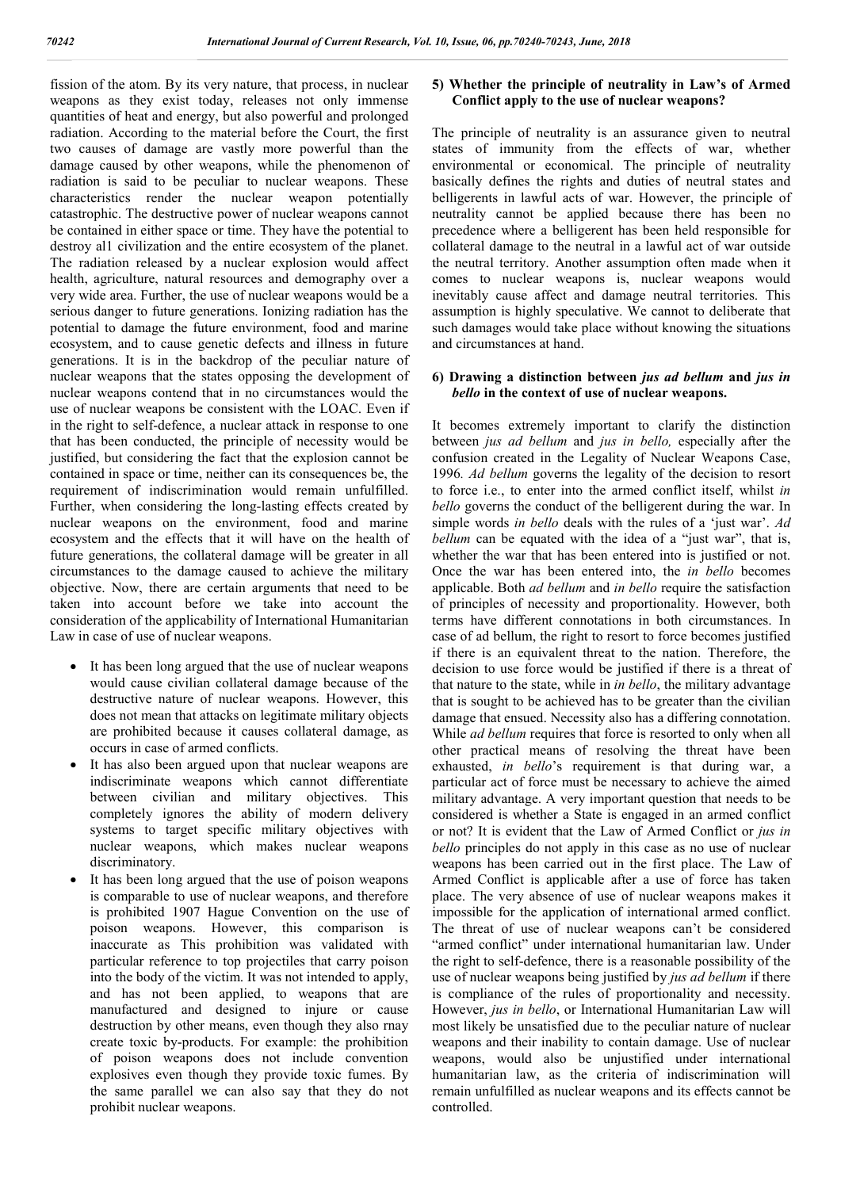fission of the atom. By its very nature, that process, in nuclear weapons as they exist today, releases not only immense quantities of heat and energy, but also powerful and prolonged radiation. According to the material before the Court, the first two causes of damage are vastly more powerful than the damage caused by other weapons, while the phenomenon of radiation is said to be peculiar to nuclear weapons. These characteristics render the nuclear weapon potentially catastrophic. The destructive power of nuclear weapons cannot be contained in either space or time. They have the potential to destroy al1 civilization and the entire ecosystem of the planet. The radiation released by a nuclear explosion would affect health, agriculture, natural resources and demography over a very wide area. Further, the use of nuclear weapons would be a serious danger to future generations. Ionizing radiation has the potential to damage the future environment, food and marine ecosystem, and to cause genetic defects and illness in future generations. It is in the backdrop of the peculiar nature of nuclear weapons that the states opposing the development of nuclear weapons contend that in no circumstances would the use of nuclear weapons be consistent with the LOAC. Even if in the right to self-defence, a nuclear attack in response to one that has been conducted, the principle of necessity would be justified, but considering the fact that the explosion cannot be contained in space or time, neither can its consequences be, the requirement of indiscrimination would remain unfulfilled. Further, when considering the long-lasting effects created by nuclear weapons on the environment, food and marine ecosystem and the effects that it will have on the health of future generations, the collateral damage will be greater in all circumstances to the damage caused to achieve the military objective. Now, there are certain arguments that need to be taken into account before we take into account the consideration of the applicability of International Humanitarian Law in case of use of nuclear weapons.

- It has been long argued that the use of nuclear weapons would cause civilian collateral damage because of the destructive nature of nuclear weapons. However, this does not mean that attacks on legitimate military objects are prohibited because it causes collateral damage, as occurs in case of armed conflicts.
- It has also been argued upon that nuclear weapons are indiscriminate weapons which cannot differentiate between civilian and military objectives. This completely ignores the ability of modern delivery systems to target specific military objectives with nuclear weapons, which makes nuclear weapons discriminatory.
- It has been long argued that the use of poison weapons is comparable to use of nuclear weapons, and therefore is prohibited 1907 Hague Convention on the use of poison weapons. However, this comparison is inaccurate as This prohibition was validated with particular reference to top projectiles that carry poison into the body of the victim. It was not intended to apply, and has not been applied, to weapons that are manufactured and designed to injure or cause destruction by other means, even though they also rnay create toxic by-products. For example: the prohibition of poison weapons does not include convention explosives even though they provide toxic fumes. By the same parallel we can also say that they do not prohibit nuclear weapons.

**5) Whether the principle of neutrality in Law's of Armed Conflict apply to the use of nuclear weapons?**

The principle of neutrality is an assurance given to neutral states of immunity from the effects of war, whether environmental or economical. The principle of neutrality basically defines the rights and duties of neutral states and belligerents in lawful acts of war. However, the principle of neutrality cannot be applied because there has been no precedence where a belligerent has been held responsible for collateral damage to the neutral in a lawful act of war outside the neutral territory. Another assumption often made when it comes to nuclear weapons is, nuclear weapons would inevitably cause affect and damage neutral territories. This assumption is highly speculative. We cannot to deliberate that such damages would take place without knowing the situations and circumstances at hand.

**6) Drawing a distinction between *jus ad bellum* and *jus in bello* in the context of use of nuclear weapons.**

It becomes extremely important to clarify the distinction between *jus ad bellum* and *jus in bello,* especially after the confusion created in the Legality of Nuclear Weapons Case, 1996*. Ad bellum* governs the legality of the decision to resort to force i.e., to enter into the armed conflict itself, whilst *in bello* governs the conduct of the belligerent during the war. In simple words *in bello* deals with the rules of a 'just war'. *Ad bellum* can be equated with the idea of a "just war", that is, whether the war that has been entered into is justified or not. Once the war has been entered into, the *in bello* becomes applicable. Both *ad bellum* and *in bello* require the satisfaction of principles of necessity and proportionality. However, both terms have different connotations in both circumstances. In case of ad bellum, the right to resort to force becomes justified if there is an equivalent threat to the nation. Therefore, the decision to use force would be justified if there is a threat of that nature to the state, while in *in bello*, the military advantage that is sought to be achieved has to be greater than the civilian damage that ensued. Necessity also has a differing connotation. While *ad bellum* requires that force is resorted to only when all other practical means of resolving the threat have been exhausted, *in bello*'s requirement is that during war, a particular act of force must be necessary to achieve the aimed military advantage. A very important question that needs to be considered is whether a State is engaged in an armed conflict or not? It is evident that the Law of Armed Conflict or *jus in bello* principles do not apply in this case as no use of nuclear weapons has been carried out in the first place. The Law of Armed Conflict is applicable after a use of force has taken place. The very absence of use of nuclear weapons makes it impossible for the application of international armed conflict. The threat of use of nuclear weapons can't be considered "armed conflict" under international humanitarian law. Under the right to self-defence, there is a reasonable possibility of the use of nuclear weapons being justified by *jus ad bellum* if there is compliance of the rules of proportionality and necessity. However, *jus in bello*, or International Humanitarian Law will most likely be unsatisfied due to the peculiar nature of nuclear weapons and their inability to contain damage. Use of nuclear weapons, would also be unjustified under international humanitarian law, as the criteria of indiscrimination will remain unfulfilled as nuclear weapons and its effects cannot be controlled.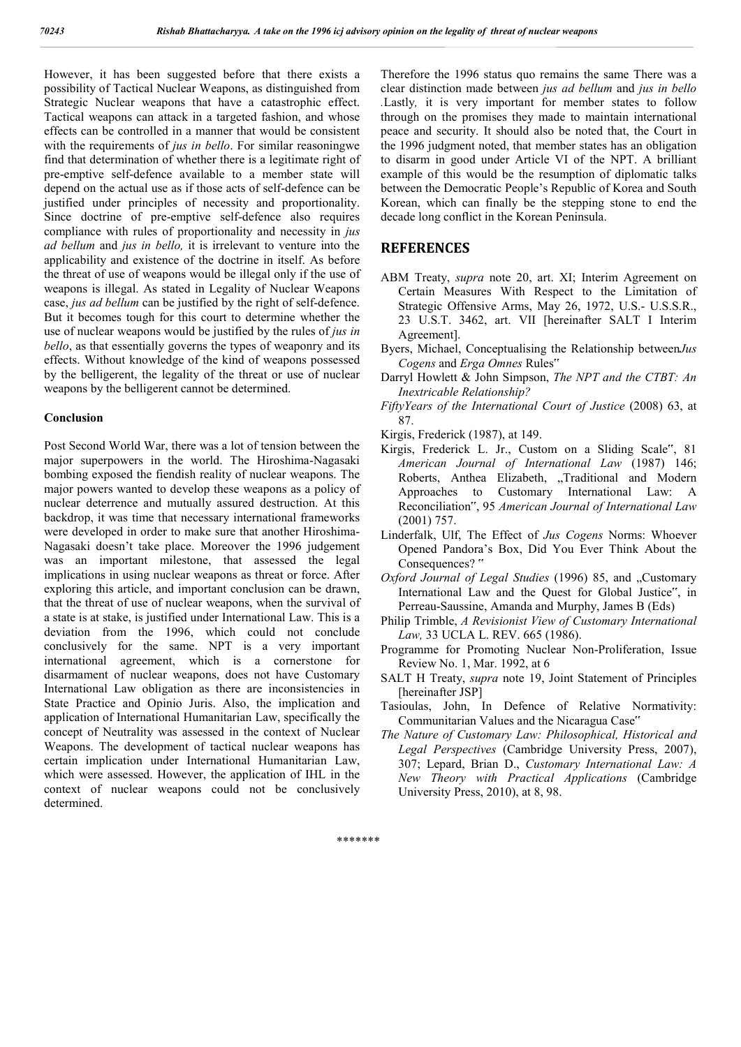However, it has been suggested before that there exists a possibility of Tactical Nuclear Weapons, as distinguished from Strategic Nuclear weapons that have a catastrophic effect. Tactical weapons can attack in a targeted fashion, and whose effects can be controlled in a manner that would be consistent with the requirements of *jus in bello*. For similar reasoningwe find that determination of whether there is a legitimate right of pre-emptive self-defence available to a member state will depend on the actual use as if those acts of self-defence can be justified under principles of necessity and proportionality. Since doctrine of pre-emptive self-defence also requires compliance with rules of proportionality and necessity in *jus ad bellum* and *jus in bello,* it is irrelevant to venture into the applicability and existence of the doctrine in itself. As before the threat of use of weapons would be illegal only if the use of weapons is illegal. As stated in Legality of Nuclear Weapons case, *jus ad bellum* can be justified by the right of self-defence. But it becomes tough for this court to determine whether the use of nuclear weapons would be justified by the rules of *jus in bello*, as that essentially governs the types of weaponry and its effects. Without knowledge of the kind of weapons possessed by the belligerent, the legality of the threat or use of nuclear weapons by the belligerent cannot be determined.

### Conclusion

Post Second World War, there was a lot of tension between the major superpowers in the world. The Hiroshima-Nagasaki bombing exposed the fiendish reality of nuclear weapons. The major powers wanted to develop these weapons as a policy of nuclear deterrence and mutually assured destruction. At this backdrop, it was time that necessary international frameworks were developed in order to make sure that another Hiroshima-Nagasaki doesn't take place. Moreover the 1996 judgement was an important milestone, that assessed the legal implications in using nuclear weapons as threat or force. After exploring this article, and important conclusion can be drawn, that the threat of use of nuclear weapons, when the survival of a state is at stake, is justified under International Law. This is a deviation from the 1996, which could not conclude conclusively for the same. NPT is a very important international agreement, which is a cornerstone for disarmament of nuclear weapons, does not have Customary International Law obligation as there are inconsistencies in State Practice and Opinio Juris. Also, the implication and application of International Humanitarian Law, specifically the concept of Neutrality was assessed in the context of Nuclear Weapons. The development of tactical nuclear weapons has certain implication under International Humanitarian Law, which were assessed. However, the application of IHL in the context of nuclear weapons could not be conclusively determined.

Therefore the 1996 status quo remains the same There was a clear distinction made between *jus ad bellum* and *jus in bello* .Lastly*,* it is very important for member states to follow through on the promises they made to maintain international peace and security. It should also be noted that, the Court in the 1996 judgment noted, that member states has an obligation to disarm in good under Article VI of the NPT. A brilliant example of this would be the resumption of diplomatic talks between the Democratic People's Republic of Korea and South Korean, which can finally be the stepping stone to end the decade long conflict in the Korean Peninsula.

## REFERENCES

- ABM Treaty, *supra* note 20, art. XI; Interim Agreement on Certain Measures With Respect to the Limitation of Strategic Offensive Arms, May 26, 1972, U.S.- U.S.S.R., 23 U.S.T. 3462, art. VII [hereinafter SALT I Interim Agreement].
- Byers, Michael, Conceptualising the Relationship between*Jus Cogens* and *Erga Omnes* Rules"
- Darryl Howlett & John Simpson, *The NPT and the CTBT: An Inextricable Relationship?*
- *FiftyYears of the International Court of Justice* (2008) 63, at 87.
- Kirgis, Frederick (1987), at 149.
- Kirgis, Frederick L. Jr., Custom on a Sliding Scale", 81 *American Journal of International Law* (1987) 146; Roberts, Anthea Elizabeth, „Traditional and Modern Approaches to Customary International Law: A Reconciliation", 95 *American Journal of International Law* (2001) 757.
- Linderfalk, Ulf, The Effect of *Jus Cogens* Norms: Whoever Opened Pandora's Box, Did You Ever Think About the Consequences? "
- *Oxford Journal of Legal Studies* (1996) 85, and „Customary International Law and the Quest for Global Justice", in Perreau-Saussine, Amanda and Murphy, James B (Eds)
- Philip Trimble, *A Revisionist View of Customary International Law,* 33 UCLA L. REV. 665 (1986).
- Programme for Promoting Nuclear Non-Proliferation, Issue Review No. 1, Mar. 1992, at 6
- SALT H Treaty, *supra* note 19, Joint Statement of Principles [hereinafter JSP]
- Tasioulas, John, In Defence of Relative Normativity: Communitarian Values and the Nicaragua Case"
- *The Nature of Customary Law: Philosophical, Historical and Legal Perspectives* (Cambridge University Press, 2007), 307; Lepard, Brian D., *Customary International Law: A New Theory with Practical Applications* (Cambridge University Press, 2010), at 8, 98.

*******